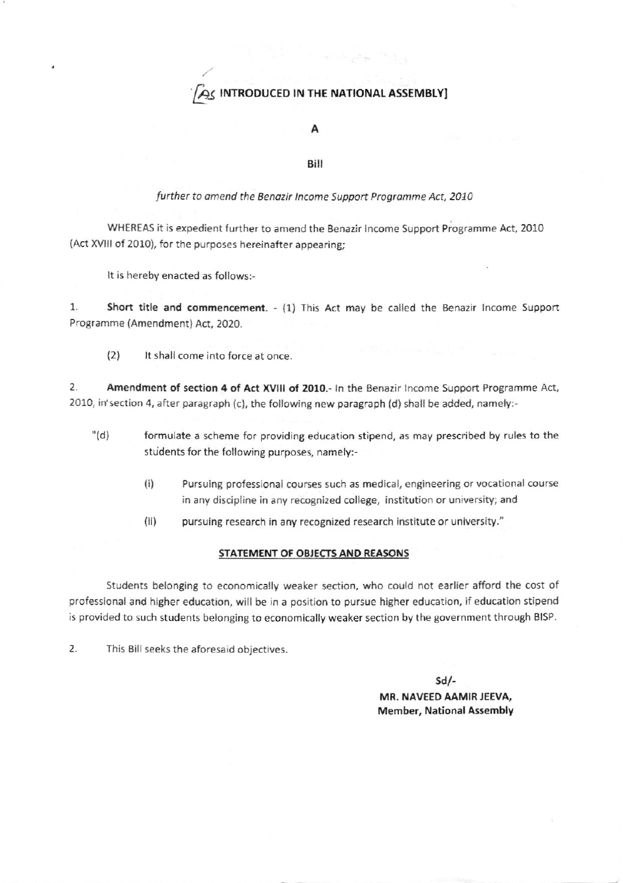**[AS INTRODUCED IN THE NATIONAL ASSEMBLY]**

**A**

**Bill**

*further to amend the Benazir Income Support Programme Act, 2010*

WHEREAS it is expedient further to amend the Benazir Income Support Programme Act, 2010 (Act XVIII of 2010), for the purposes hereinafter appearing;

It is hereby enacted as follows:-

1. **Short title and commencement.** - (1) This Act may be called the Benazir Income Support Programme (Amendment) Act, 2020.

   (2) It shall come into force at once.

2. **Amendment of section 4 of Act XVIII of 2010.**- In the Benazir Income Support Programme Act, 2010, in section 4, after paragraph (c), the following new paragraph (d) shall be added, namely:-

   "(d) formulate a scheme for providing education stipend, as may prescribed by rules to the students for the following purposes, namely:-

   (i) Pursuing professional courses such as medical, engineering or vocational course in any discipline in any recognized college, institution or university; and

   (ii) pursuing research in any recognized research institute or university."

## STATEMENT OF OBJECTS AND REASONS

Students belonging to economically weaker section, who could not earlier afford the cost of professional and higher education, will be in a position to pursue higher education, if education stipend is provided to such students belonging to economically weaker section by the government through BISP.

2. This Bill seeks the aforesaid objectives.

Sd/-

**MR. NAVEED AAMIR JEEVA,**
**Member, National Assembly**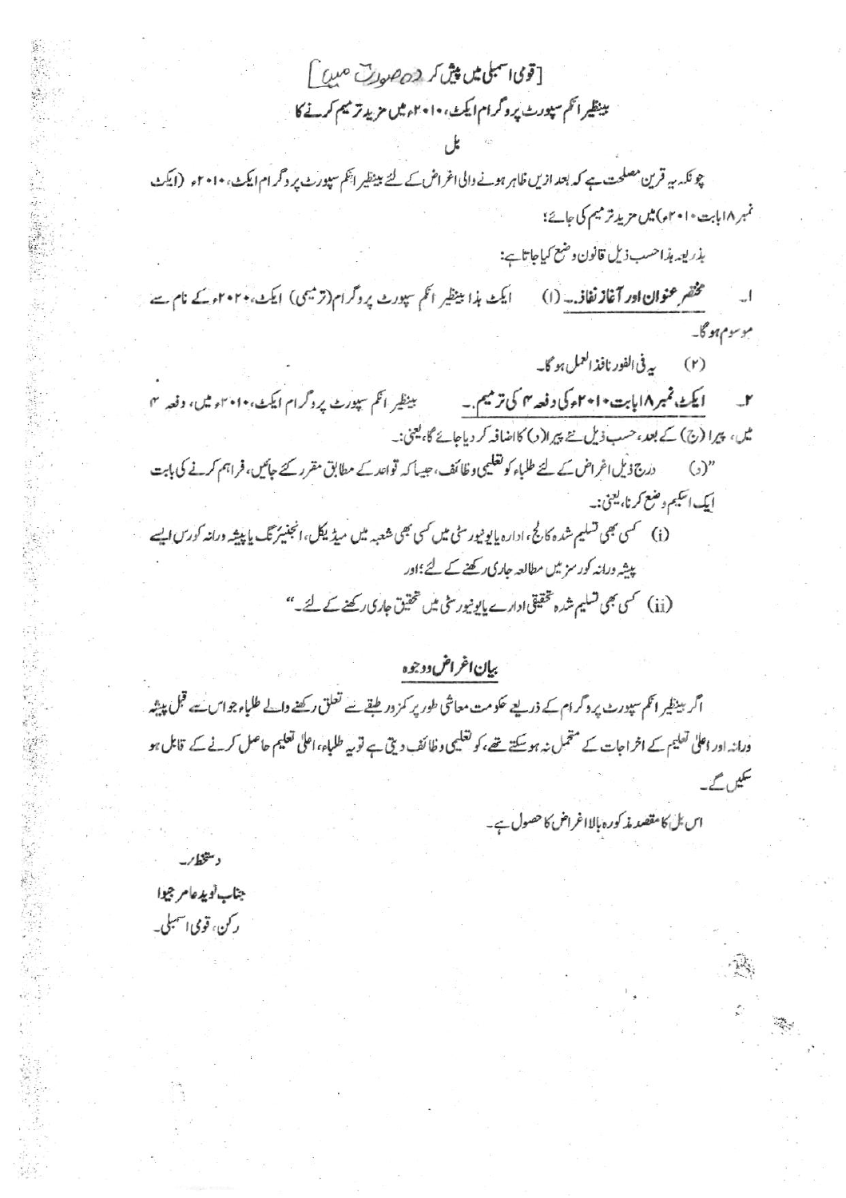[قومی اسمبلی میں پیش کردہ صورت میں]

## بینظیر انکم سپورٹ پروگرام ایکٹ، ۲۰۱۰ء میں مزید ترمیم کرنے کا

## بل

چونکہ یہ قرین مصلحت ہے کہ بعد ازیں ظاہر ہونے والی اغراض کے لئے بینظیر انکم سپورٹ پروگرام ایکٹ، ۲۰۱۰ء (ایکٹ نمبر ۱۸ بابت ۲۰۱۰ء) میں مزید ترمیم کی جائے؛

بذریعہ ہذا حسب ذیل قانون وضع کیا جاتا ہے:

۱۔ **مختصر عنوان اور آغاز نفاذ۔** (۱) ایکٹ ہذا بینظیر انکم سپورٹ پروگرام (ترمیمی) ایکٹ، ۲۰۲۰ء کے نام سے موسوم ہوگا۔

(۲) یہ فی الفور نافذ العمل ہوگا۔

۲۔ **ایکٹ، نمبر ۱۸ بابت ۲۰۱۰ء کی دفعہ ۴ کی ترمیم۔** بینظیر انکم سپورٹ پروگرام ایکٹ، ۲۰۱۰ء میں، دفعہ ۴ میں، پیرا (ج) کے بعد، حسب ذیل نئے پیرا (د) کا اضافہ کر دیا جائے گا، یعنی:۔

"(د) درج ذیل اغراض کے لئے طلباء کو تعلیمی وظائف، جیسا کہ قواعد کے مطابق مقرر کئے جائیں، فراہم کرنے کی بابت ایک اسکیم وضع کرنا، یعنی:۔

(i) کسی بھی تسلیم شدہ کالج، ادارہ یا یونیورسٹی میں کسی بھی شعبہ میں میڈیکل، انجینئرنگ یا پیشہ ورانہ کورس ایسے پیشہ ورانہ کورسز میں مطالعہ جاری رکھنے کے لئے؛ اور

(ii) کسی بھی تسلیم شدہ تحقیقی ادارے یا یونیورسٹی میں تحقیق جاری رکھنے کے لئے۔"

## بیان اغراض و وجوہ

اگر بینظیر انکم سپورٹ پروگرام کے ذریعے حکومت معاشی طور پر کمزور طبقے سے تعلق رکھنے والے طلباء جو اس سے قبل پیشہ ورانہ اور اعلیٰ تعلیم کے اخراجات کے متحمل نہ ہو سکتے تھے، کو تعلیمی وظائف دیتی ہے تو یہ طلباء، اعلیٰ تعلیم حاصل کرنے کے قابل ہو سکیں گے۔

اس بل کا مقصد مذکورہ بالا اغراض کا حصول ہے۔

دستخط/۔

جناب نوید عامر جیوا

رکن، قومی اسمبلی۔